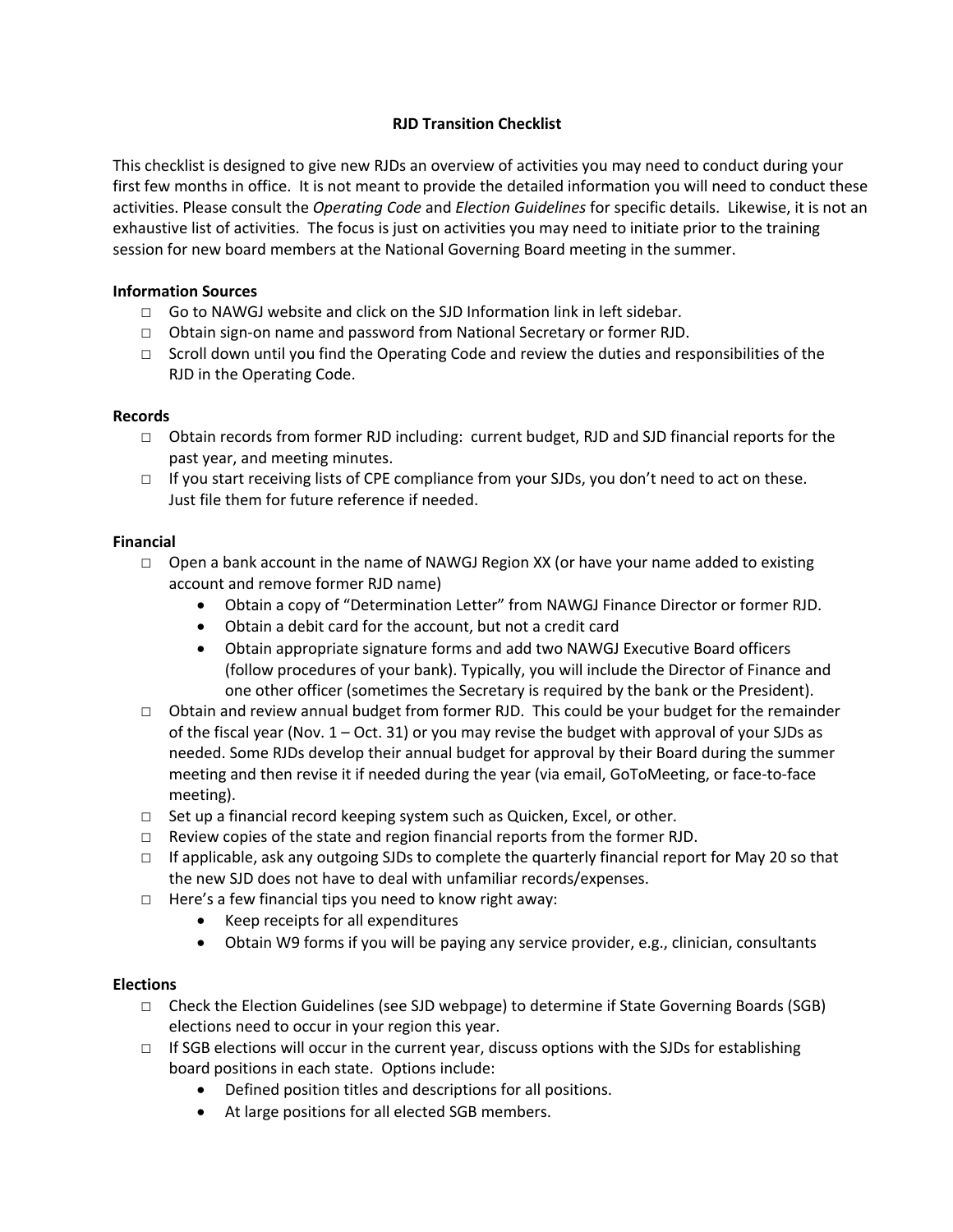# RJD Transition Checklist

This checklist is designed to give new RJDs an overview of activities you may need to conduct during your first few months in office. It is not meant to provide the detailed information you will need to conduct these activities. Please consult the *Operating Code* and *Election Guidelines* for specific details. Likewise, it is not an exhaustive list of activities. The focus is just on activities you may need to initiate prior to the training session for new board members at the National Governing Board meeting in the summer.

**Information Sources**

- □ Go to NAWGJ website and click on the SJD Information link in left sidebar.
- □ Obtain sign-on name and password from National Secretary or former RJD.
- □ Scroll down until you find the Operating Code and review the duties and responsibilities of the RJD in the Operating Code.

**Records**

- □ Obtain records from former RJD including: current budget, RJD and SJD financial reports for the past year, and meeting minutes.
- □ If you start receiving lists of CPE compliance from your SJDs, you don't need to act on these. Just file them for future reference if needed.

**Financial**

- □ Open a bank account in the name of NAWGJ Region XX (or have your name added to existing account and remove former RJD name)
  - Obtain a copy of "Determination Letter" from NAWGJ Finance Director or former RJD.
  - Obtain a debit card for the account, but not a credit card
  - Obtain appropriate signature forms and add two NAWGJ Executive Board officers (follow procedures of your bank). Typically, you will include the Director of Finance and one other officer (sometimes the Secretary is required by the bank or the President).
- □ Obtain and review annual budget from former RJD. This could be your budget for the remainder of the fiscal year (Nov. 1 – Oct. 31) or you may revise the budget with approval of your SJDs as needed. Some RJDs develop their annual budget for approval by their Board during the summer meeting and then revise it if needed during the year (via email, GoToMeeting, or face-to-face meeting).
- □ Set up a financial record keeping system such as Quicken, Excel, or other.
- □ Review copies of the state and region financial reports from the former RJD.
- □ If applicable, ask any outgoing SJDs to complete the quarterly financial report for May 20 so that the new SJD does not have to deal with unfamiliar records/expenses.
- □ Here's a few financial tips you need to know right away:
  - Keep receipts for all expenditures
  - Obtain W9 forms if you will be paying any service provider, e.g., clinician, consultants

**Elections**

- □ Check the Election Guidelines (see SJD webpage) to determine if State Governing Boards (SGB) elections need to occur in your region this year.
- □ If SGB elections will occur in the current year, discuss options with the SJDs for establishing board positions in each state. Options include:
  - Defined position titles and descriptions for all positions.
  - At large positions for all elected SGB members.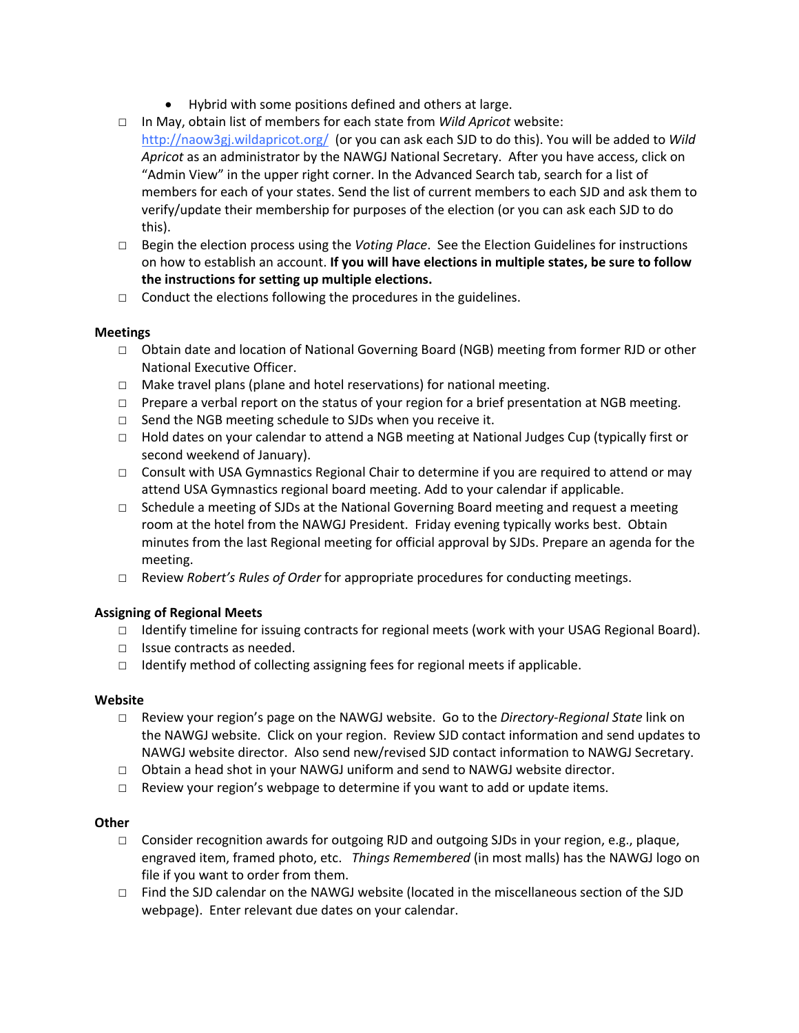- Hybrid with some positions defined and others at large.
- ☐ In May, obtain list of members for each state from *Wild Apricot* website: http://naow3gj.wildapricot.org/ (or you can ask each SJD to do this). You will be added to *Wild Apricot* as an administrator by the NAWGJ National Secretary. After you have access, click on "Admin View" in the upper right corner. In the Advanced Search tab, search for a list of members for each of your states. Send the list of current members to each SJD and ask them to verify/update their membership for purposes of the election (or you can ask each SJD to do this).
- ☐ Begin the election process using the *Voting Place*. See the Election Guidelines for instructions on how to establish an account. **If you will have elections in multiple states, be sure to follow the instructions for setting up multiple elections.**
- ☐ Conduct the elections following the procedures in the guidelines.

**Meetings**

- ☐ Obtain date and location of National Governing Board (NGB) meeting from former RJD or other National Executive Officer.
- ☐ Make travel plans (plane and hotel reservations) for national meeting.
- ☐ Prepare a verbal report on the status of your region for a brief presentation at NGB meeting.
- ☐ Send the NGB meeting schedule to SJDs when you receive it.
- ☐ Hold dates on your calendar to attend a NGB meeting at National Judges Cup (typically first or second weekend of January).
- ☐ Consult with USA Gymnastics Regional Chair to determine if you are required to attend or may attend USA Gymnastics regional board meeting. Add to your calendar if applicable.
- ☐ Schedule a meeting of SJDs at the National Governing Board meeting and request a meeting room at the hotel from the NAWGJ President. Friday evening typically works best. Obtain minutes from the last Regional meeting for official approval by SJDs. Prepare an agenda for the meeting.
- ☐ Review *Robert's Rules of Order* for appropriate procedures for conducting meetings.

**Assigning of Regional Meets**

- ☐ Identify timeline for issuing contracts for regional meets (work with your USAG Regional Board).
- ☐ Issue contracts as needed.
- ☐ Identify method of collecting assigning fees for regional meets if applicable.

**Website**

- ☐ Review your region's page on the NAWGJ website. Go to the *Directory-Regional State* link on the NAWGJ website. Click on your region. Review SJD contact information and send updates to NAWGJ website director. Also send new/revised SJD contact information to NAWGJ Secretary.
- ☐ Obtain a head shot in your NAWGJ uniform and send to NAWGJ website director.
- ☐ Review your region's webpage to determine if you want to add or update items.

**Other**

- ☐ Consider recognition awards for outgoing RJD and outgoing SJDs in your region, e.g., plaque, engraved item, framed photo, etc. *Things Remembered* (in most malls) has the NAWGJ logo on file if you want to order from them.
- ☐ Find the SJD calendar on the NAWGJ website (located in the miscellaneous section of the SJD webpage). Enter relevant due dates on your calendar.